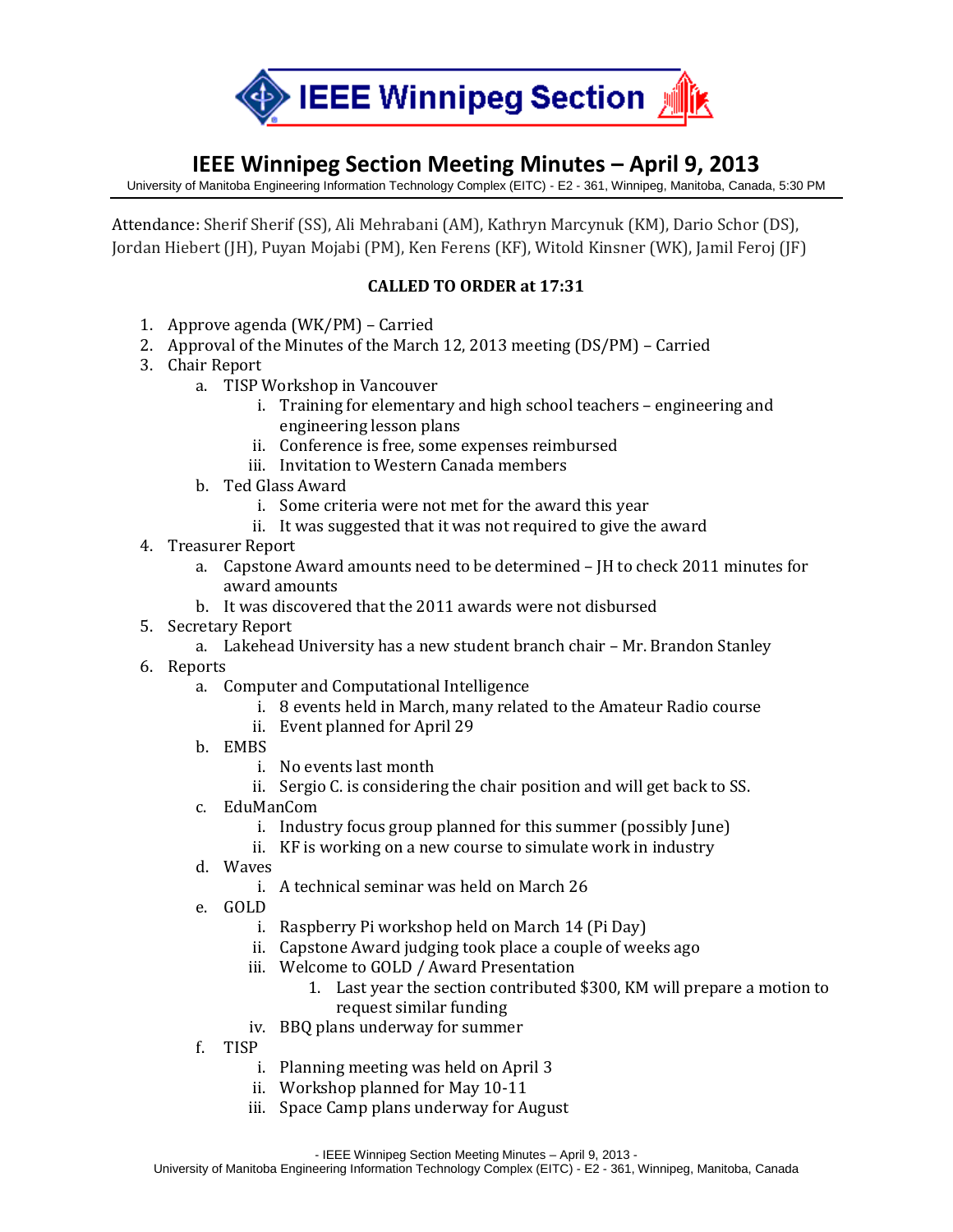# IEEE Winnipeg Section

## IEEE Winnipeg Section Meeting Minutes – April 9, 2013

University of Manitoba Engineering Information Technology Complex (EITC) - E2 - 361, Winnipeg, Manitoba, Canada, 5:30 PM

Attendance: Sherif Sherif (SS), Ali Mehrabani (AM), Kathryn Marcynuk (KM), Dario Schor (DS), Jordan Hiebert (JH), Puyan Mojabi (PM), Ken Ferens (KF), Witold Kinsner (WK), Jamil Feroj (JF)

**CALLED TO ORDER at 17:31**

1. Approve agenda (WK/PM) – Carried
2. Approval of the Minutes of the March 12, 2013 meeting (DS/PM) – Carried
3. Chair Report
   a. TISP Workshop in Vancouver
      i. Training for elementary and high school teachers – engineering and engineering lesson plans
      ii. Conference is free, some expenses reimbursed
      iii. Invitation to Western Canada members
   b. Ted Glass Award
      i. Some criteria were not met for the award this year
      ii. It was suggested that it was not required to give the award
4. Treasurer Report
   a. Capstone Award amounts need to be determined – JH to check 2011 minutes for award amounts
   b. It was discovered that the 2011 awards were not disbursed
5. Secretary Report
   a. Lakehead University has a new student branch chair – Mr. Brandon Stanley
6. Reports
   a. Computer and Computational Intelligence
      i. 8 events held in March, many related to the Amateur Radio course
      ii. Event planned for April 29
   b. EMBS
      i. No events last month
      ii. Sergio C. is considering the chair position and will get back to SS.
   c. EduManCom
      i. Industry focus group planned for this summer (possibly June)
      ii. KF is working on a new course to simulate work in industry
   d. Waves
      i. A technical seminar was held on March 26
   e. GOLD
      i. Raspberry Pi workshop held on March 14 (Pi Day)
      ii. Capstone Award judging took place a couple of weeks ago
      iii. Welcome to GOLD / Award Presentation
         1. Last year the section contributed $300, KM will prepare a motion to request similar funding
      iv. BBQ plans underway for summer
   f. TISP
      i. Planning meeting was held on April 3
      ii. Workshop planned for May 10-11
      iii. Space Camp plans underway for August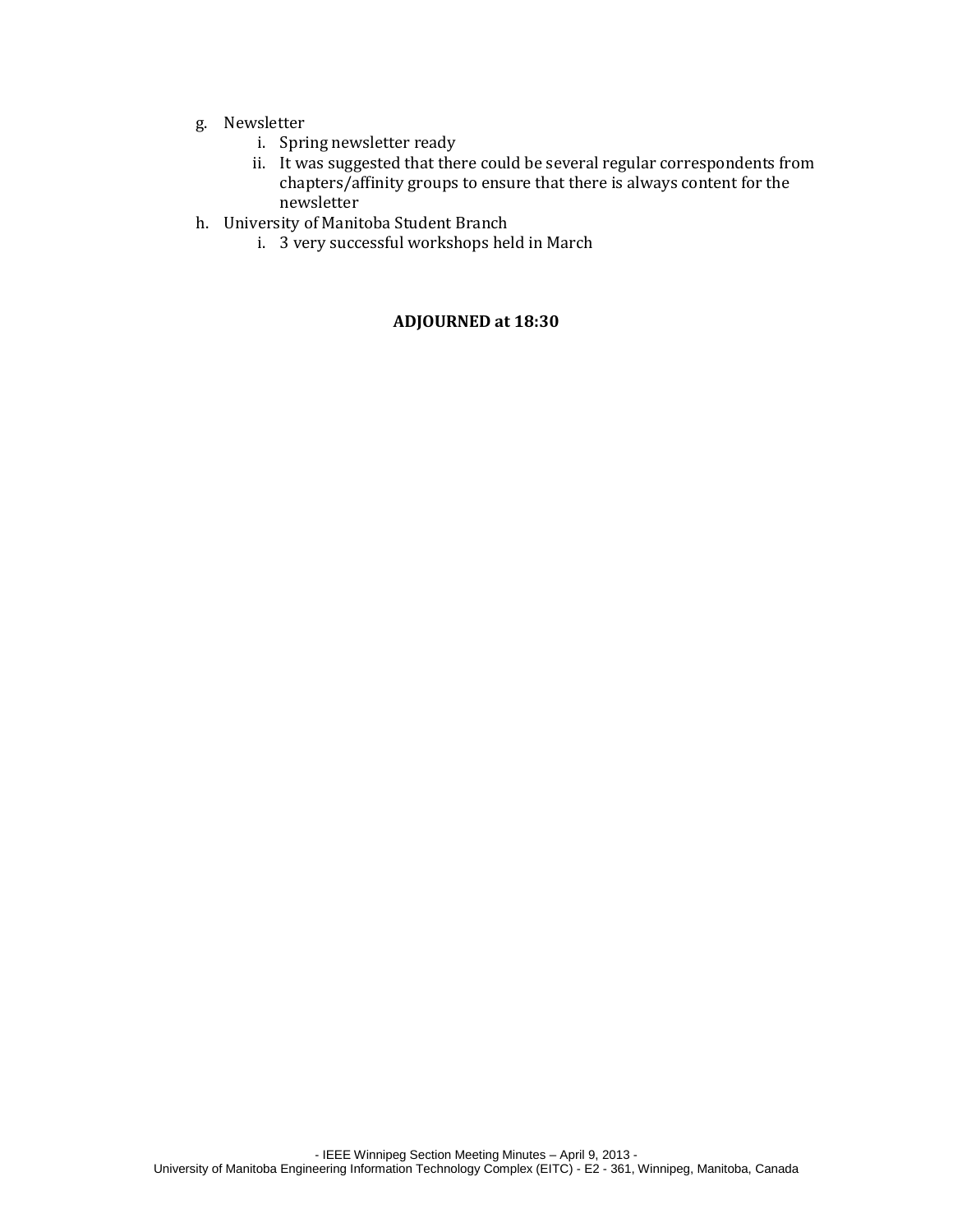g. Newsletter
    i. Spring newsletter ready
    ii. It was suggested that there could be several regular correspondents from chapters/affinity groups to ensure that there is always content for the newsletter
h. University of Manitoba Student Branch
    i. 3 very successful workshops held in March

**ADJOURNED at 18:30**